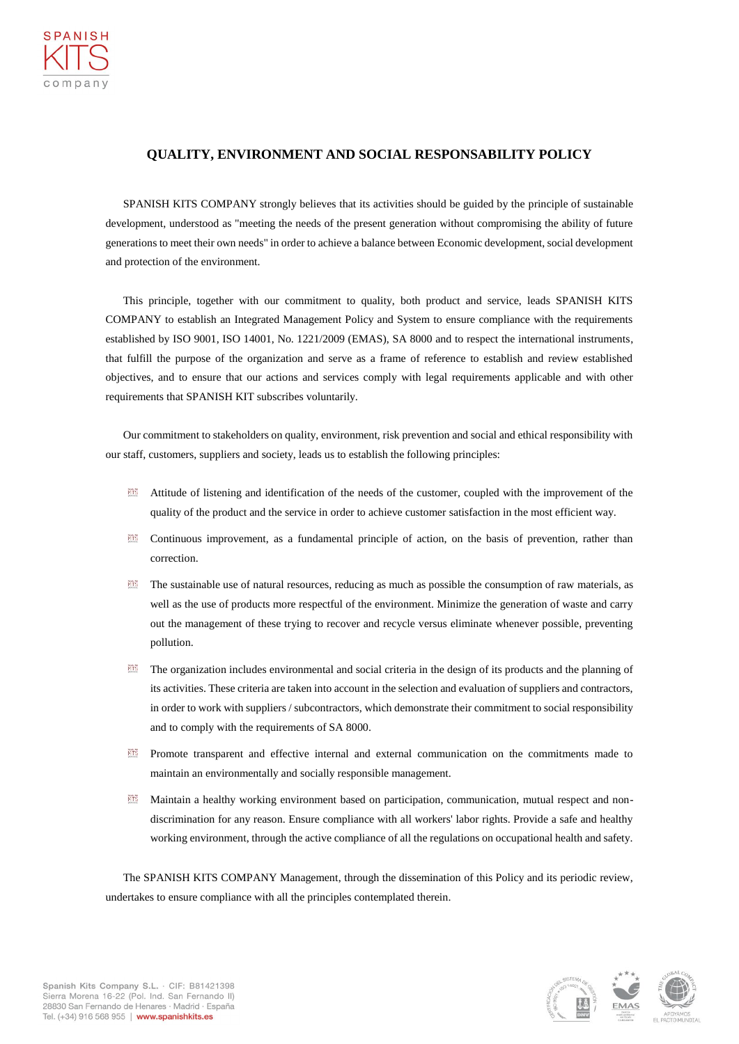## QUALITY, ENVIRONMENT AND SOCIAL RESPONSABILITY POLICY

SPANISH KITS COMPANY strongly believes that its activities should be guided by the principle of sustainable development, understood as "meeting the needs of the present generation without compromising the ability of future generations to meet their own needs" in order to achieve a balance between Economic development, social development and protection of the environment.

This principle, together with our commitment to quality, both product and service, leads SPANISH KITS COMPANY to establish an Integrated Management Policy and System to ensure compliance with the requirements established by ISO 9001, ISO 14001, No. 1221/2009 (EMAS), SA 8000 and to respect the international instruments, that fulfill the purpose of the organization and serve as a frame of reference to establish and review established objectives, and to ensure that our actions and services comply with legal requirements applicable and with other requirements that SPANISH KIT subscribes voluntarily.

Our commitment to stakeholders on quality, environment, risk prevention and social and ethical responsibility with our staff, customers, suppliers and society, leads us to establish the following principles:

- Attitude of listening and identification of the needs of the customer, coupled with the improvement of the quality of the product and the service in order to achieve customer satisfaction in the most efficient way.
- Continuous improvement, as a fundamental principle of action, on the basis of prevention, rather than correction.
- The sustainable use of natural resources, reducing as much as possible the consumption of raw materials, as well as the use of products more respectful of the environment. Minimize the generation of waste and carry out the management of these trying to recover and recycle versus eliminate whenever possible, preventing pollution.
- The organization includes environmental and social criteria in the design of its products and the planning of its activities. These criteria are taken into account in the selection and evaluation of suppliers and contractors, in order to work with suppliers / subcontractors, which demonstrate their commitment to social responsibility and to comply with the requirements of SA 8000.
- Promote transparent and effective internal and external communication on the commitments made to maintain an environmentally and socially responsible management.
- Maintain a healthy working environment based on participation, communication, mutual respect and non-discrimination for any reason. Ensure compliance with all workers' labor rights. Provide a safe and healthy working environment, through the active compliance of all the regulations on occupational health and safety.

The SPANISH KITS COMPANY Management, through the dissemination of this Policy and its periodic review, undertakes to ensure compliance with all the principles contemplated therein.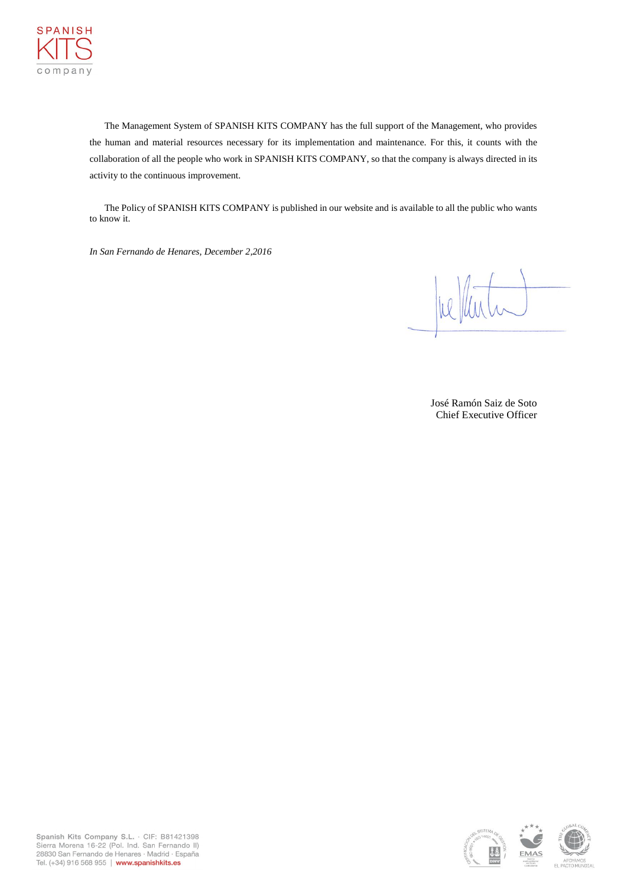The Management System of SPANISH KITS COMPANY has the full support of the Management, who provides the human and material resources necessary for its implementation and maintenance. For this, it counts with the collaboration of all the people who work in SPANISH KITS COMPANY, so that the company is always directed in its activity to the continuous improvement.

The Policy of SPANISH KITS COMPANY is published in our website and is available to all the public who wants to know it.

*In San Fernando de Henares, December 2,2016*

José Ramón Saiz de Soto
Chief Executive Officer